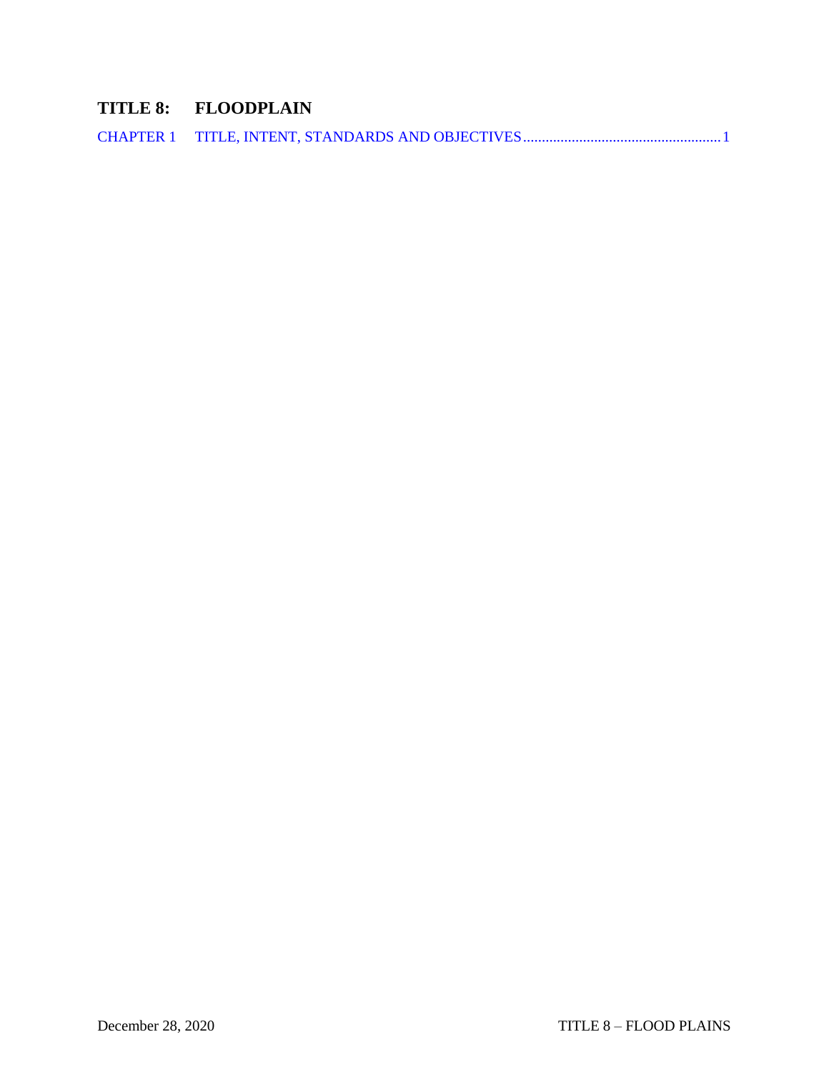# TITLE 8: FLOODPLAIN

CHAPTER 1 TITLE, INTENT, STANDARDS AND OBJECTIVES ..................................................... 1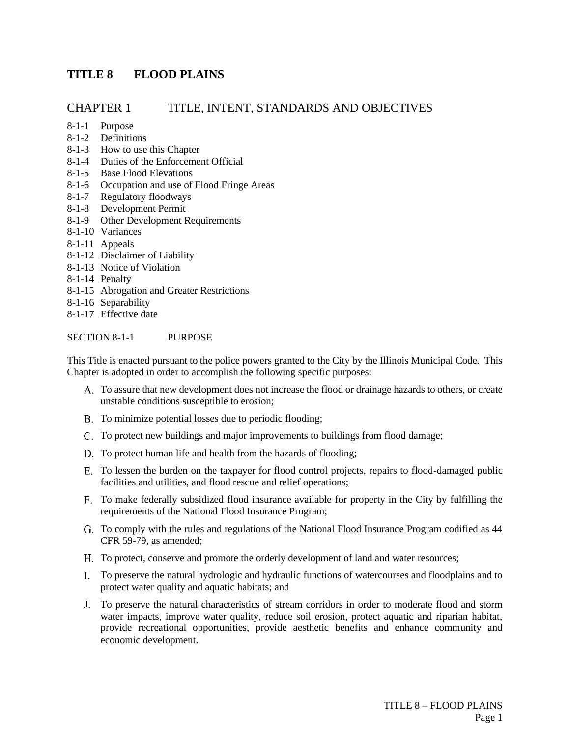# TITLE 8 FLOOD PLAINS

## CHAPTER 1 TITLE, INTENT, STANDARDS AND OBJECTIVES

8-1-1 Purpose
8-1-2 Definitions
8-1-3 How to use this Chapter
8-1-4 Duties of the Enforcement Official
8-1-5 Base Flood Elevations
8-1-6 Occupation and use of Flood Fringe Areas
8-1-7 Regulatory floodways
8-1-8 Development Permit
8-1-9 Other Development Requirements
8-1-10 Variances
8-1-11 Appeals
8-1-12 Disclaimer of Liability
8-1-13 Notice of Violation
8-1-14 Penalty
8-1-15 Abrogation and Greater Restrictions
8-1-16 Separability
8-1-17 Effective date

### SECTION 8-1-1 PURPOSE

This Title is enacted pursuant to the police powers granted to the City by the Illinois Municipal Code. This Chapter is adopted in order to accomplish the following specific purposes:

A. To assure that new development does not increase the flood or drainage hazards to others, or create unstable conditions susceptible to erosion;

B. To minimize potential losses due to periodic flooding;

C. To protect new buildings and major improvements to buildings from flood damage;

D. To protect human life and health from the hazards of flooding;

E. To lessen the burden on the taxpayer for flood control projects, repairs to flood-damaged public facilities and utilities, and flood rescue and relief operations;

F. To make federally subsidized flood insurance available for property in the City by fulfilling the requirements of the National Flood Insurance Program;

G. To comply with the rules and regulations of the National Flood Insurance Program codified as 44 CFR 59-79, as amended;

H. To protect, conserve and promote the orderly development of land and water resources;

I. To preserve the natural hydrologic and hydraulic functions of watercourses and floodplains and to protect water quality and aquatic habitats; and

J. To preserve the natural characteristics of stream corridors in order to moderate flood and storm water impacts, improve water quality, reduce soil erosion, protect aquatic and riparian habitat, provide recreational opportunities, provide aesthetic benefits and enhance community and economic development.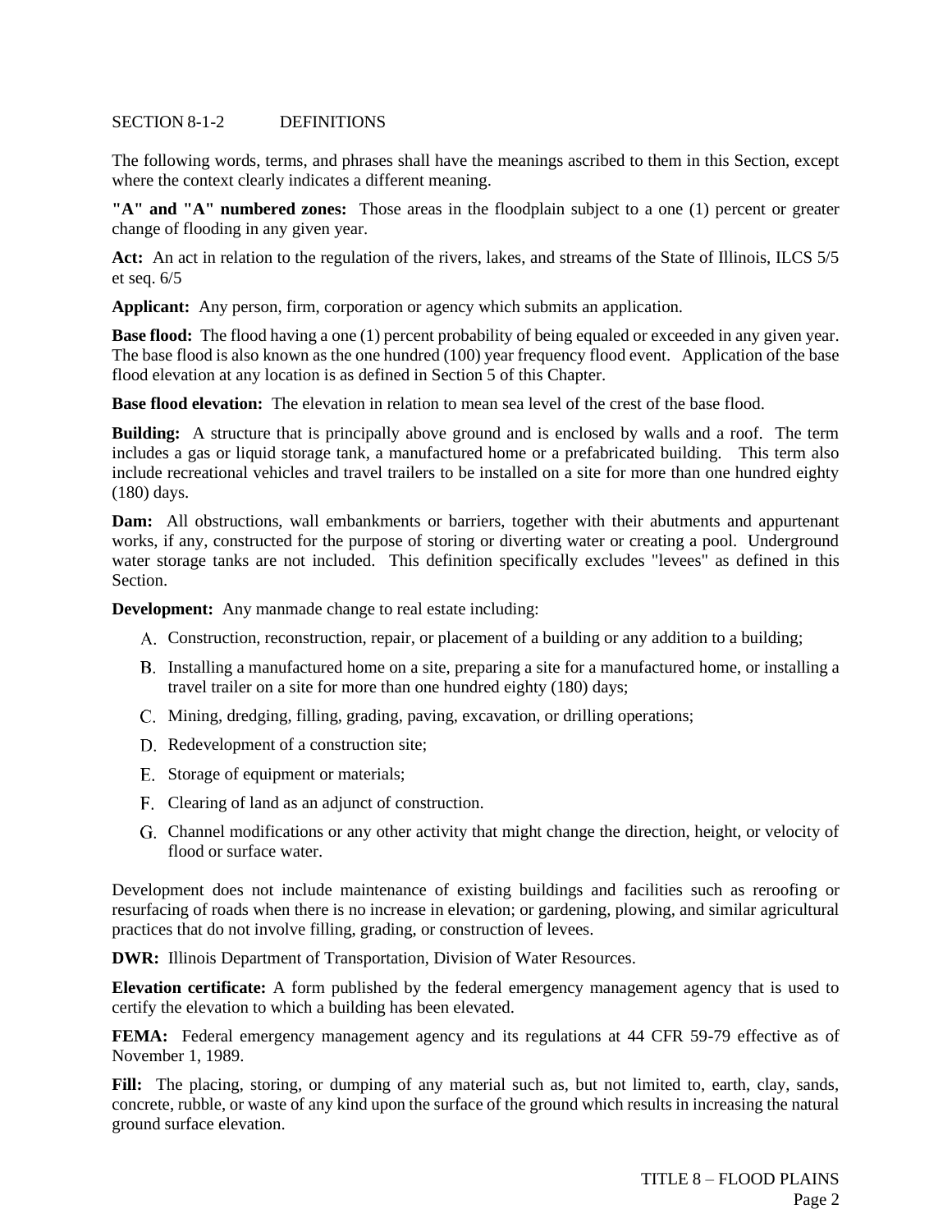SECTION 8-1-2 DEFINITIONS

The following words, terms, and phrases shall have the meanings ascribed to them in this Section, except where the context clearly indicates a different meaning.

**"A" and "A" numbered zones:** Those areas in the floodplain subject to a one (1) percent or greater change of flooding in any given year.

**Act:** An act in relation to the regulation of the rivers, lakes, and streams of the State of Illinois, ILCS 5/5 et seq. 6/5

**Applicant:** Any person, firm, corporation or agency which submits an application.

**Base flood:** The flood having a one (1) percent probability of being equaled or exceeded in any given year. The base flood is also known as the one hundred (100) year frequency flood event. Application of the base flood elevation at any location is as defined in Section 5 of this Chapter.

**Base flood elevation:** The elevation in relation to mean sea level of the crest of the base flood.

**Building:** A structure that is principally above ground and is enclosed by walls and a roof. The term includes a gas or liquid storage tank, a manufactured home or a prefabricated building. This term also include recreational vehicles and travel trailers to be installed on a site for more than one hundred eighty (180) days.

**Dam:** All obstructions, wall embankments or barriers, together with their abutments and appurtenant works, if any, constructed for the purpose of storing or diverting water or creating a pool. Underground water storage tanks are not included. This definition specifically excludes "levees" as defined in this Section.

**Development:** Any manmade change to real estate including:

A. Construction, reconstruction, repair, or placement of a building or any addition to a building;

B. Installing a manufactured home on a site, preparing a site for a manufactured home, or installing a travel trailer on a site for more than one hundred eighty (180) days;

C. Mining, dredging, filling, grading, paving, excavation, or drilling operations;

D. Redevelopment of a construction site;

E. Storage of equipment or materials;

F. Clearing of land as an adjunct of construction.

G. Channel modifications or any other activity that might change the direction, height, or velocity of flood or surface water.

Development does not include maintenance of existing buildings and facilities such as reroofing or resurfacing of roads when there is no increase in elevation; or gardening, plowing, and similar agricultural practices that do not involve filling, grading, or construction of levees.

**DWR:** Illinois Department of Transportation, Division of Water Resources.

**Elevation certificate:** A form published by the federal emergency management agency that is used to certify the elevation to which a building has been elevated.

**FEMA:** Federal emergency management agency and its regulations at 44 CFR 59-79 effective as of November 1, 1989.

**Fill:** The placing, storing, or dumping of any material such as, but not limited to, earth, clay, sands, concrete, rubble, or waste of any kind upon the surface of the ground which results in increasing the natural ground surface elevation.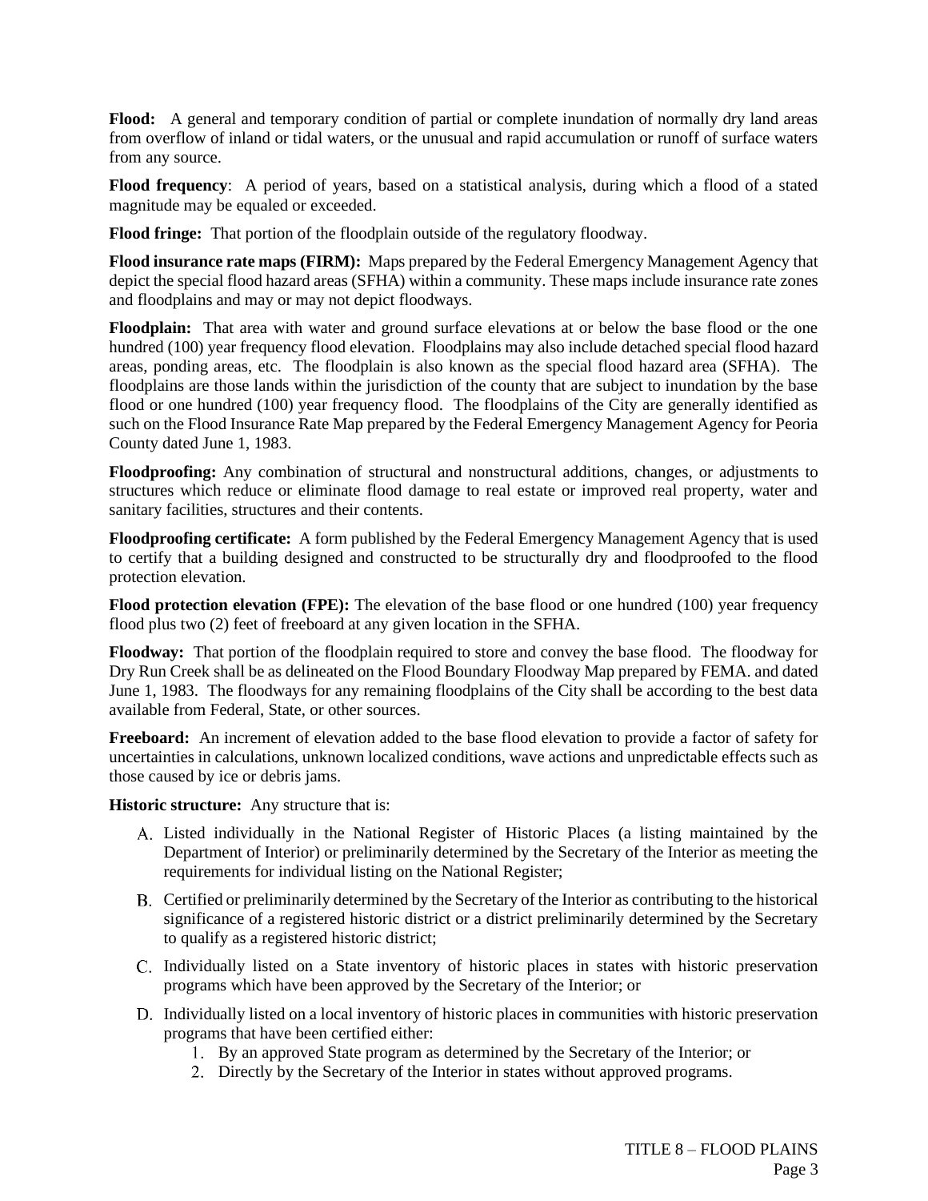**Flood:** A general and temporary condition of partial or complete inundation of normally dry land areas from overflow of inland or tidal waters, or the unusual and rapid accumulation or runoff of surface waters from any source.

**Flood frequency**: A period of years, based on a statistical analysis, during which a flood of a stated magnitude may be equaled or exceeded.

**Flood fringe:** That portion of the floodplain outside of the regulatory floodway.

**Flood insurance rate maps (FIRM):** Maps prepared by the Federal Emergency Management Agency that depict the special flood hazard areas (SFHA) within a community. These maps include insurance rate zones and floodplains and may or may not depict floodways.

**Floodplain:** That area with water and ground surface elevations at or below the base flood or the one hundred (100) year frequency flood elevation. Floodplains may also include detached special flood hazard areas, ponding areas, etc. The floodplain is also known as the special flood hazard area (SFHA). The floodplains are those lands within the jurisdiction of the county that are subject to inundation by the base flood or one hundred (100) year frequency flood. The floodplains of the City are generally identified as such on the Flood Insurance Rate Map prepared by the Federal Emergency Management Agency for Peoria County dated June 1, 1983.

**Floodproofing:** Any combination of structural and nonstructural additions, changes, or adjustments to structures which reduce or eliminate flood damage to real estate or improved real property, water and sanitary facilities, structures and their contents.

**Floodproofing certificate:** A form published by the Federal Emergency Management Agency that is used to certify that a building designed and constructed to be structurally dry and floodproofed to the flood protection elevation.

**Flood protection elevation (FPE):** The elevation of the base flood or one hundred (100) year frequency flood plus two (2) feet of freeboard at any given location in the SFHA.

**Floodway:** That portion of the floodplain required to store and convey the base flood. The floodway for Dry Run Creek shall be as delineated on the Flood Boundary Floodway Map prepared by FEMA. and dated June 1, 1983. The floodways for any remaining floodplains of the City shall be according to the best data available from Federal, State, or other sources.

**Freeboard:** An increment of elevation added to the base flood elevation to provide a factor of safety for uncertainties in calculations, unknown localized conditions, wave actions and unpredictable effects such as those caused by ice or debris jams.

**Historic structure:** Any structure that is:

A. Listed individually in the National Register of Historic Places (a listing maintained by the Department of Interior) or preliminarily determined by the Secretary of the Interior as meeting the requirements for individual listing on the National Register;

B. Certified or preliminarily determined by the Secretary of the Interior as contributing to the historical significance of a registered historic district or a district preliminarily determined by the Secretary to qualify as a registered historic district;

C. Individually listed on a State inventory of historic places in states with historic preservation programs which have been approved by the Secretary of the Interior; or

D. Individually listed on a local inventory of historic places in communities with historic preservation programs that have been certified either:
   1. By an approved State program as determined by the Secretary of the Interior; or
   2. Directly by the Secretary of the Interior in states without approved programs.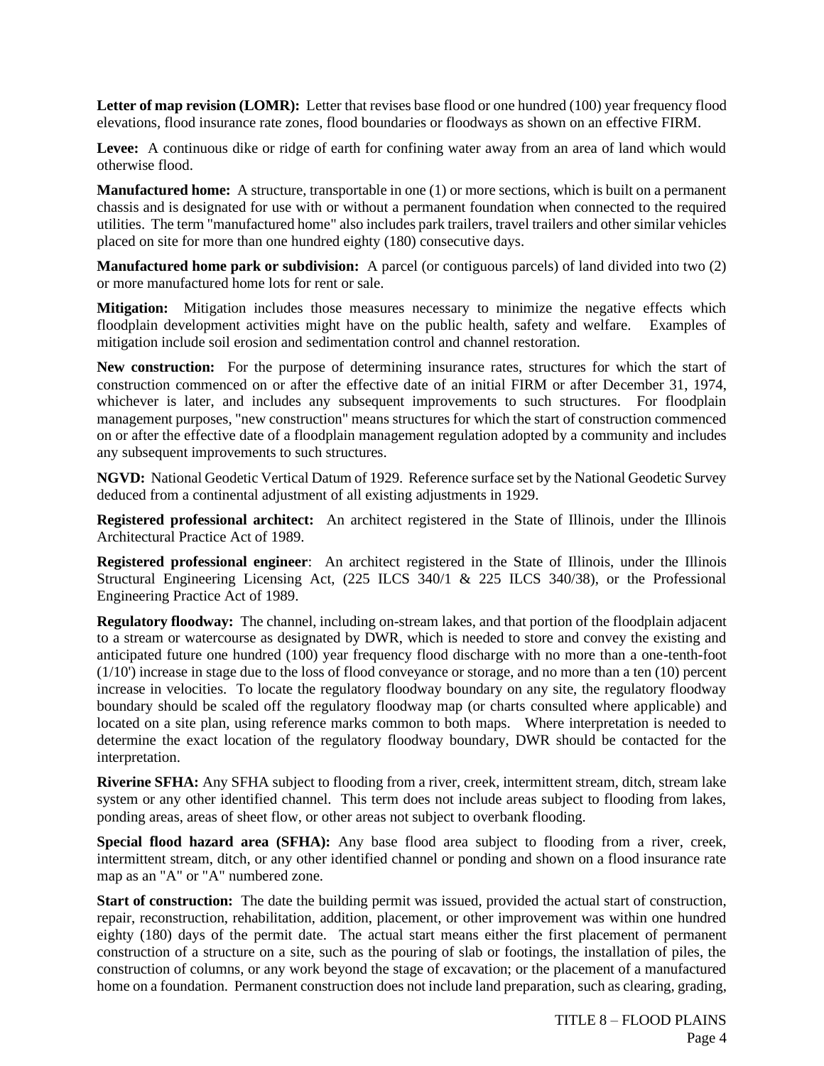**Letter of map revision (LOMR):** Letter that revises base flood or one hundred (100) year frequency flood elevations, flood insurance rate zones, flood boundaries or floodways as shown on an effective FIRM.

**Levee:** A continuous dike or ridge of earth for confining water away from an area of land which would otherwise flood.

**Manufactured home:** A structure, transportable in one (1) or more sections, which is built on a permanent chassis and is designated for use with or without a permanent foundation when connected to the required utilities. The term "manufactured home" also includes park trailers, travel trailers and other similar vehicles placed on site for more than one hundred eighty (180) consecutive days.

**Manufactured home park or subdivision:** A parcel (or contiguous parcels) of land divided into two (2) or more manufactured home lots for rent or sale.

**Mitigation:** Mitigation includes those measures necessary to minimize the negative effects which floodplain development activities might have on the public health, safety and welfare. Examples of mitigation include soil erosion and sedimentation control and channel restoration.

**New construction:** For the purpose of determining insurance rates, structures for which the start of construction commenced on or after the effective date of an initial FIRM or after December 31, 1974, whichever is later, and includes any subsequent improvements to such structures. For floodplain management purposes, "new construction" means structures for which the start of construction commenced on or after the effective date of a floodplain management regulation adopted by a community and includes any subsequent improvements to such structures.

**NGVD:** National Geodetic Vertical Datum of 1929. Reference surface set by the National Geodetic Survey deduced from a continental adjustment of all existing adjustments in 1929.

**Registered professional architect:** An architect registered in the State of Illinois, under the Illinois Architectural Practice Act of 1989.

**Registered professional engineer**: An architect registered in the State of Illinois, under the Illinois Structural Engineering Licensing Act, (225 ILCS 340/1 & 225 ILCS 340/38), or the Professional Engineering Practice Act of 1989.

**Regulatory floodway:** The channel, including on-stream lakes, and that portion of the floodplain adjacent to a stream or watercourse as designated by DWR, which is needed to store and convey the existing and anticipated future one hundred (100) year frequency flood discharge with no more than a one-tenth-foot (1/10') increase in stage due to the loss of flood conveyance or storage, and no more than a ten (10) percent increase in velocities. To locate the regulatory floodway boundary on any site, the regulatory floodway boundary should be scaled off the regulatory floodway map (or charts consulted where applicable) and located on a site plan, using reference marks common to both maps. Where interpretation is needed to determine the exact location of the regulatory floodway boundary, DWR should be contacted for the interpretation.

**Riverine SFHA:** Any SFHA subject to flooding from a river, creek, intermittent stream, ditch, stream lake system or any other identified channel. This term does not include areas subject to flooding from lakes, ponding areas, areas of sheet flow, or other areas not subject to overbank flooding.

**Special flood hazard area (SFHA):** Any base flood area subject to flooding from a river, creek, intermittent stream, ditch, or any other identified channel or ponding and shown on a flood insurance rate map as an "A" or "A" numbered zone.

**Start of construction:** The date the building permit was issued, provided the actual start of construction, repair, reconstruction, rehabilitation, addition, placement, or other improvement was within one hundred eighty (180) days of the permit date. The actual start means either the first placement of permanent construction of a structure on a site, such as the pouring of slab or footings, the installation of piles, the construction of columns, or any work beyond the stage of excavation; or the placement of a manufactured home on a foundation. Permanent construction does not include land preparation, such as clearing, grading,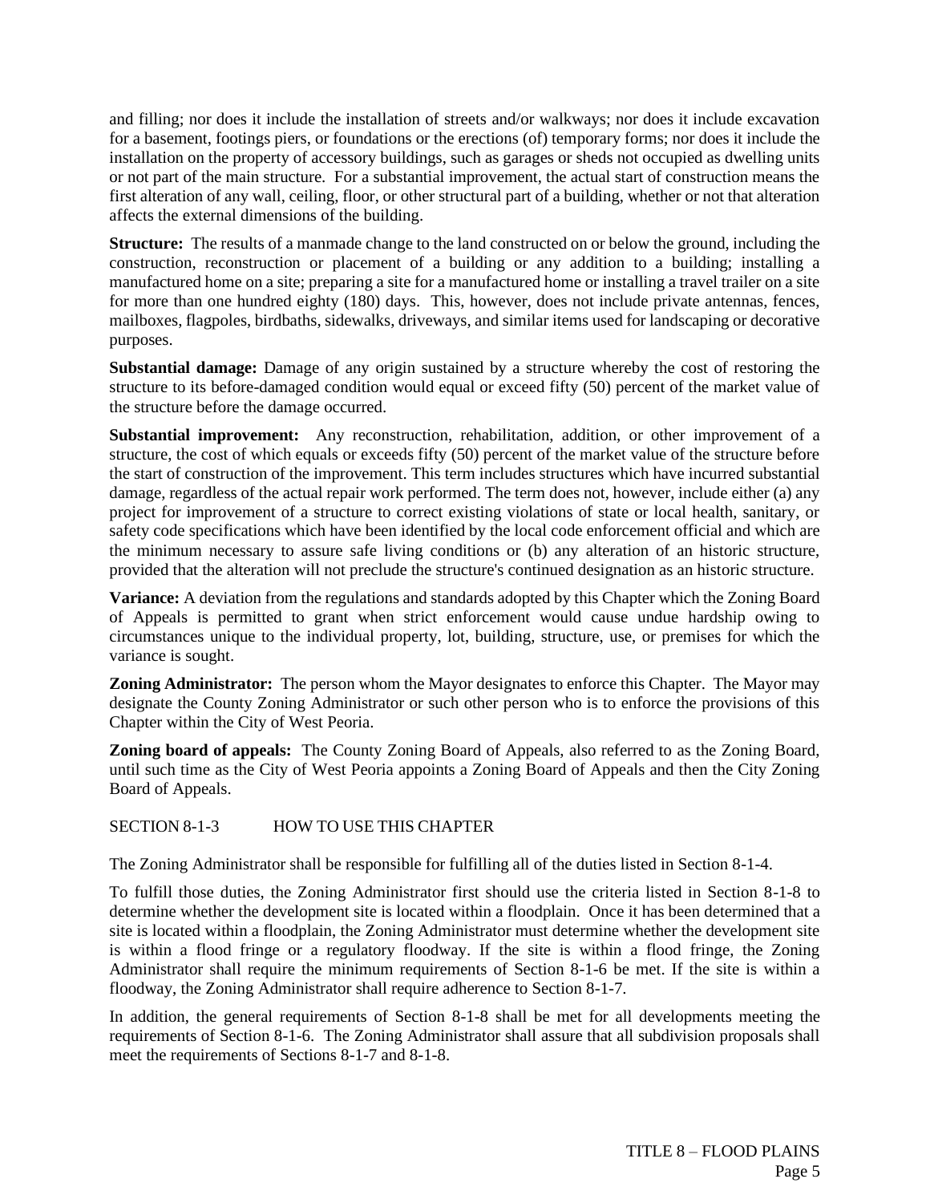and filling; nor does it include the installation of streets and/or walkways; nor does it include excavation for a basement, footings piers, or foundations or the erections (of) temporary forms; nor does it include the installation on the property of accessory buildings, such as garages or sheds not occupied as dwelling units or not part of the main structure. For a substantial improvement, the actual start of construction means the first alteration of any wall, ceiling, floor, or other structural part of a building, whether or not that alteration affects the external dimensions of the building.

**Structure:** The results of a manmade change to the land constructed on or below the ground, including the construction, reconstruction or placement of a building or any addition to a building; installing a manufactured home on a site; preparing a site for a manufactured home or installing a travel trailer on a site for more than one hundred eighty (180) days. This, however, does not include private antennas, fences, mailboxes, flagpoles, birdbaths, sidewalks, driveways, and similar items used for landscaping or decorative purposes.

**Substantial damage:** Damage of any origin sustained by a structure whereby the cost of restoring the structure to its before-damaged condition would equal or exceed fifty (50) percent of the market value of the structure before the damage occurred.

**Substantial improvement:** Any reconstruction, rehabilitation, addition, or other improvement of a structure, the cost of which equals or exceeds fifty (50) percent of the market value of the structure before the start of construction of the improvement. This term includes structures which have incurred substantial damage, regardless of the actual repair work performed. The term does not, however, include either (a) any project for improvement of a structure to correct existing violations of state or local health, sanitary, or safety code specifications which have been identified by the local code enforcement official and which are the minimum necessary to assure safe living conditions or (b) any alteration of an historic structure, provided that the alteration will not preclude the structure's continued designation as an historic structure.

**Variance:** A deviation from the regulations and standards adopted by this Chapter which the Zoning Board of Appeals is permitted to grant when strict enforcement would cause undue hardship owing to circumstances unique to the individual property, lot, building, structure, use, or premises for which the variance is sought.

**Zoning Administrator:** The person whom the Mayor designates to enforce this Chapter. The Mayor may designate the County Zoning Administrator or such other person who is to enforce the provisions of this Chapter within the City of West Peoria.

**Zoning board of appeals:** The County Zoning Board of Appeals, also referred to as the Zoning Board, until such time as the City of West Peoria appoints a Zoning Board of Appeals and then the City Zoning Board of Appeals.

## SECTION 8-1-3 HOW TO USE THIS CHAPTER

The Zoning Administrator shall be responsible for fulfilling all of the duties listed in Section 8-1-4.

To fulfill those duties, the Zoning Administrator first should use the criteria listed in Section 8-1-8 to determine whether the development site is located within a floodplain. Once it has been determined that a site is located within a floodplain, the Zoning Administrator must determine whether the development site is within a flood fringe or a regulatory floodway. If the site is within a flood fringe, the Zoning Administrator shall require the minimum requirements of Section 8-1-6 be met. If the site is within a floodway, the Zoning Administrator shall require adherence to Section 8-1-7.

In addition, the general requirements of Section 8-1-8 shall be met for all developments meeting the requirements of Section 8-1-6. The Zoning Administrator shall assure that all subdivision proposals shall meet the requirements of Sections 8-1-7 and 8-1-8.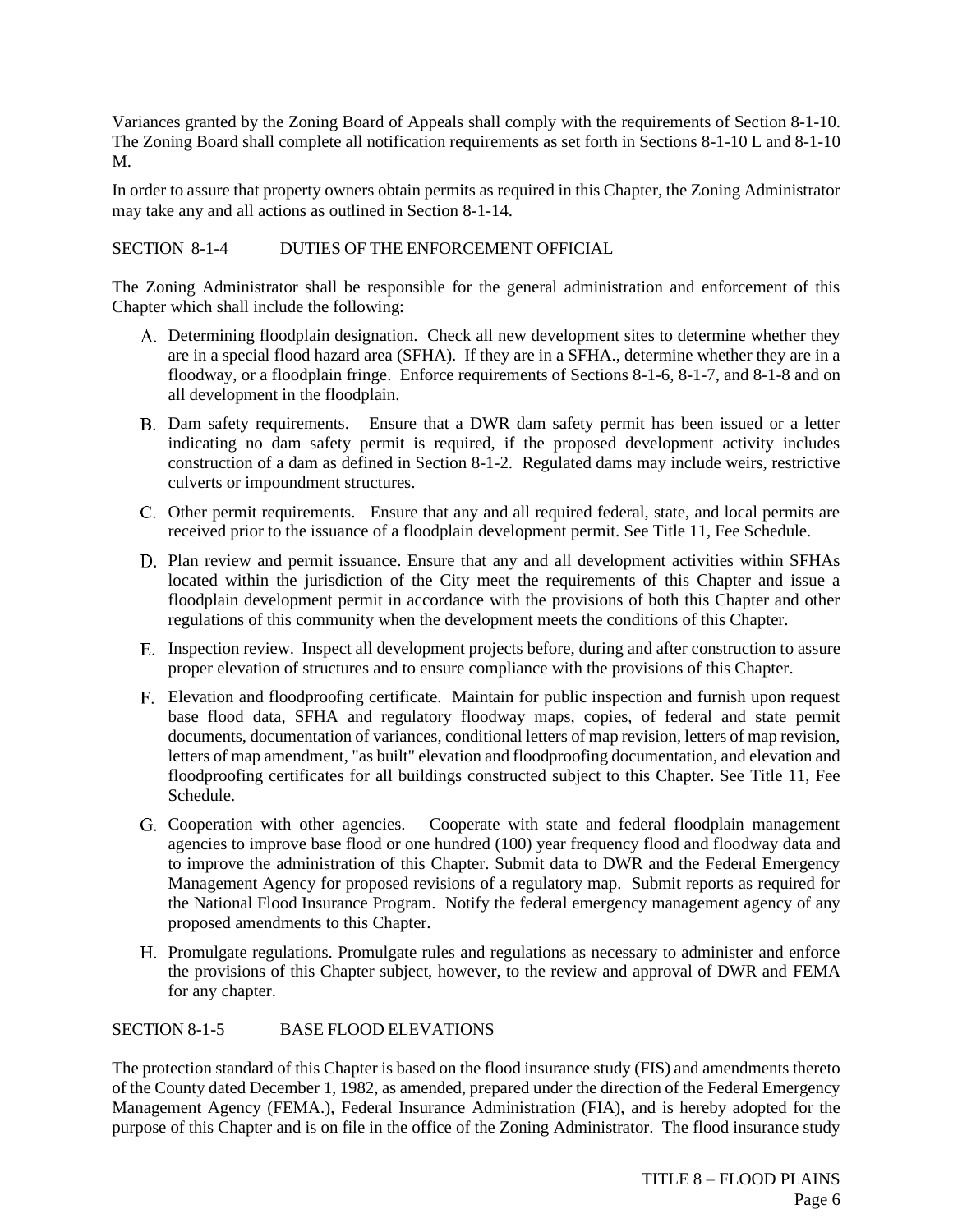Variances granted by the Zoning Board of Appeals shall comply with the requirements of Section 8-1-10. The Zoning Board shall complete all notification requirements as set forth in Sections 8-1-10 L and 8-1-10 M.

In order to assure that property owners obtain permits as required in this Chapter, the Zoning Administrator may take any and all actions as outlined in Section 8-1-14.

## SECTION 8-1-4 DUTIES OF THE ENFORCEMENT OFFICIAL

The Zoning Administrator shall be responsible for the general administration and enforcement of this Chapter which shall include the following:

A. Determining floodplain designation. Check all new development sites to determine whether they are in a special flood hazard area (SFHA). If they are in a SFHA., determine whether they are in a floodway, or a floodplain fringe. Enforce requirements of Sections 8-1-6, 8-1-7, and 8-1-8 and on all development in the floodplain.

B. Dam safety requirements. Ensure that a DWR dam safety permit has been issued or a letter indicating no dam safety permit is required, if the proposed development activity includes construction of a dam as defined in Section 8-1-2. Regulated dams may include weirs, restrictive culverts or impoundment structures.

C. Other permit requirements. Ensure that any and all required federal, state, and local permits are received prior to the issuance of a floodplain development permit. See Title 11, Fee Schedule.

D. Plan review and permit issuance. Ensure that any and all development activities within SFHAs located within the jurisdiction of the City meet the requirements of this Chapter and issue a floodplain development permit in accordance with the provisions of both this Chapter and other regulations of this community when the development meets the conditions of this Chapter.

E. Inspection review. Inspect all development projects before, during and after construction to assure proper elevation of structures and to ensure compliance with the provisions of this Chapter.

F. Elevation and floodproofing certificate. Maintain for public inspection and furnish upon request base flood data, SFHA and regulatory floodway maps, copies, of federal and state permit documents, documentation of variances, conditional letters of map revision, letters of map revision, letters of map amendment, "as built" elevation and floodproofing documentation, and elevation and floodproofing certificates for all buildings constructed subject to this Chapter. See Title 11, Fee Schedule.

G. Cooperation with other agencies. Cooperate with state and federal floodplain management agencies to improve base flood or one hundred (100) year frequency flood and floodway data and to improve the administration of this Chapter. Submit data to DWR and the Federal Emergency Management Agency for proposed revisions of a regulatory map. Submit reports as required for the National Flood Insurance Program. Notify the federal emergency management agency of any proposed amendments to this Chapter.

H. Promulgate regulations. Promulgate rules and regulations as necessary to administer and enforce the provisions of this Chapter subject, however, to the review and approval of DWR and FEMA for any chapter.

## SECTION 8-1-5 BASE FLOOD ELEVATIONS

The protection standard of this Chapter is based on the flood insurance study (FIS) and amendments thereto of the County dated December 1, 1982, as amended, prepared under the direction of the Federal Emergency Management Agency (FEMA.), Federal Insurance Administration (FIA), and is hereby adopted for the purpose of this Chapter and is on file in the office of the Zoning Administrator. The flood insurance study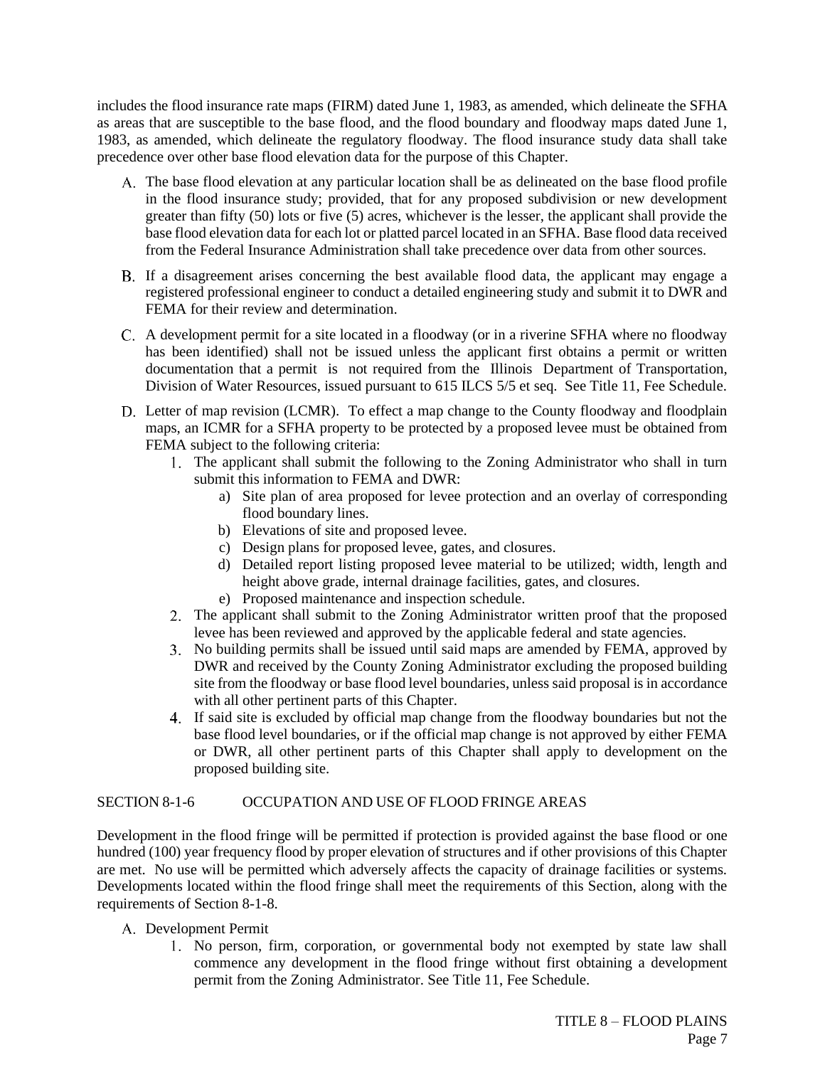includes the flood insurance rate maps (FIRM) dated June 1, 1983, as amended, which delineate the SFHA as areas that are susceptible to the base flood, and the flood boundary and floodway maps dated June 1, 1983, as amended, which delineate the regulatory floodway. The flood insurance study data shall take precedence over other base flood elevation data for the purpose of this Chapter.

A. The base flood elevation at any particular location shall be as delineated on the base flood profile in the flood insurance study; provided, that for any proposed subdivision or new development greater than fifty (50) lots or five (5) acres, whichever is the lesser, the applicant shall provide the base flood elevation data for each lot or platted parcel located in an SFHA. Base flood data received from the Federal Insurance Administration shall take precedence over data from other sources.

B. If a disagreement arises concerning the best available flood data, the applicant may engage a registered professional engineer to conduct a detailed engineering study and submit it to DWR and FEMA for their review and determination.

C. A development permit for a site located in a floodway (or in a riverine SFHA where no floodway has been identified) shall not be issued unless the applicant first obtains a permit or written documentation that a permit is not required from the Illinois Department of Transportation, Division of Water Resources, issued pursuant to 615 ILCS 5/5 et seq. See Title 11, Fee Schedule.

D. Letter of map revision (LCMR). To effect a map change to the County floodway and floodplain maps, an ICMR for a SFHA property to be protected by a proposed levee must be obtained from FEMA subject to the following criteria:

   1. The applicant shall submit the following to the Zoning Administrator who shall in turn submit this information to FEMA and DWR:
      a) Site plan of area proposed for levee protection and an overlay of corresponding flood boundary lines.
      b) Elevations of site and proposed levee.
      c) Design plans for proposed levee, gates, and closures.
      d) Detailed report listing proposed levee material to be utilized; width, length and height above grade, internal drainage facilities, gates, and closures.
      e) Proposed maintenance and inspection schedule.
   2. The applicant shall submit to the Zoning Administrator written proof that the proposed levee has been reviewed and approved by the applicable federal and state agencies.
   3. No building permits shall be issued until said maps are amended by FEMA, approved by DWR and received by the County Zoning Administrator excluding the proposed building site from the floodway or base flood level boundaries, unless said proposal is in accordance with all other pertinent parts of this Chapter.
   4. If said site is excluded by official map change from the floodway boundaries but not the base flood level boundaries, or if the official map change is not approved by either FEMA or DWR, all other pertinent parts of this Chapter shall apply to development on the proposed building site.

## SECTION 8-1-6 OCCUPATION AND USE OF FLOOD FRINGE AREAS

Development in the flood fringe will be permitted if protection is provided against the base flood or one hundred (100) year frequency flood by proper elevation of structures and if other provisions of this Chapter are met. No use will be permitted which adversely affects the capacity of drainage facilities or systems. Developments located within the flood fringe shall meet the requirements of this Section, along with the requirements of Section 8-1-8.

A. Development Permit

   1. No person, firm, corporation, or governmental body not exempted by state law shall commence any development in the flood fringe without first obtaining a development permit from the Zoning Administrator. See Title 11, Fee Schedule.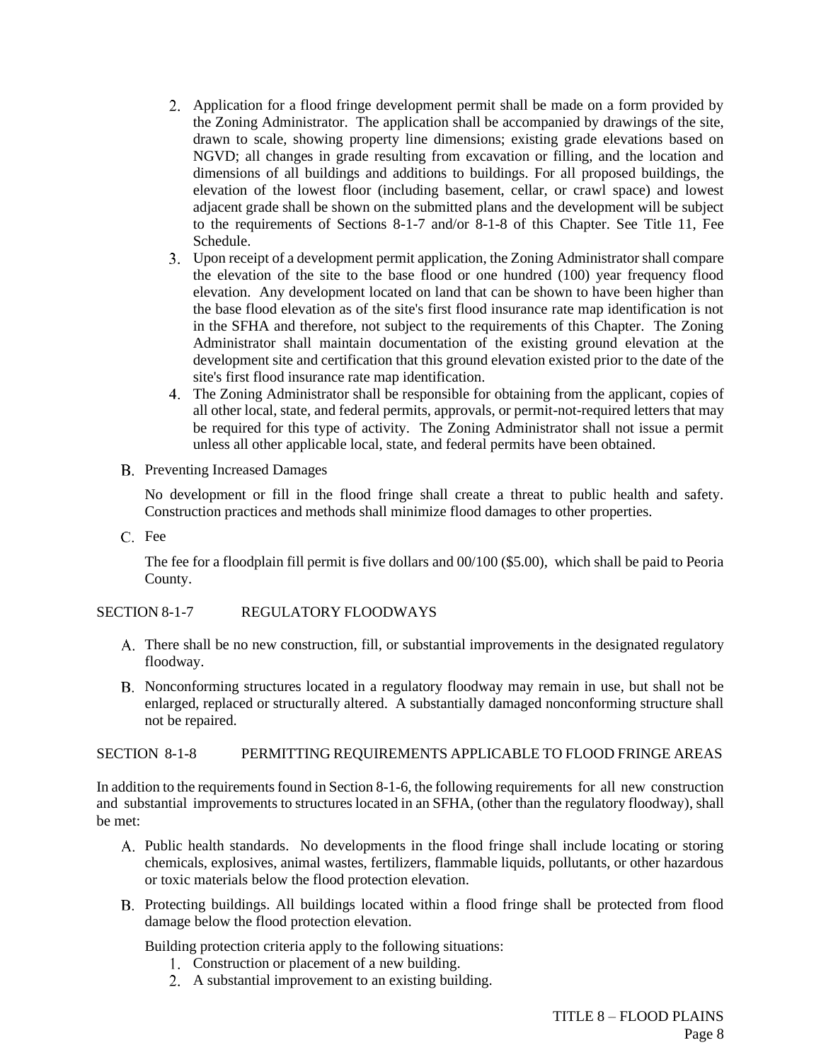2. Application for a flood fringe development permit shall be made on a form provided by the Zoning Administrator. The application shall be accompanied by drawings of the site, drawn to scale, showing property line dimensions; existing grade elevations based on NGVD; all changes in grade resulting from excavation or filling, and the location and dimensions of all buildings and additions to buildings. For all proposed buildings, the elevation of the lowest floor (including basement, cellar, or crawl space) and lowest adjacent grade shall be shown on the submitted plans and the development will be subject to the requirements of Sections 8-1-7 and/or 8-1-8 of this Chapter. See Title 11, Fee Schedule.
3. Upon receipt of a development permit application, the Zoning Administrator shall compare the elevation of the site to the base flood or one hundred (100) year frequency flood elevation. Any development located on land that can be shown to have been higher than the base flood elevation as of the site's first flood insurance rate map identification is not in the SFHA and therefore, not subject to the requirements of this Chapter. The Zoning Administrator shall maintain documentation of the existing ground elevation at the development site and certification that this ground elevation existed prior to the date of the site's first flood insurance rate map identification.
4. The Zoning Administrator shall be responsible for obtaining from the applicant, copies of all other local, state, and federal permits, approvals, or permit-not-required letters that may be required for this type of activity. The Zoning Administrator shall not issue a permit unless all other applicable local, state, and federal permits have been obtained.

B. Preventing Increased Damages

No development or fill in the flood fringe shall create a threat to public health and safety. Construction practices and methods shall minimize flood damages to other properties.

C. Fee

The fee for a floodplain fill permit is five dollars and 00/100 ($5.00), which shall be paid to Peoria County.

## SECTION 8-1-7 REGULATORY FLOODWAYS

A. There shall be no new construction, fill, or substantial improvements in the designated regulatory floodway.

B. Nonconforming structures located in a regulatory floodway may remain in use, but shall not be enlarged, replaced or structurally altered. A substantially damaged nonconforming structure shall not be repaired.

## SECTION 8-1-8 PERMITTING REQUIREMENTS APPLICABLE TO FLOOD FRINGE AREAS

In addition to the requirements found in Section 8-1-6, the following requirements for all new construction and substantial improvements to structures located in an SFHA, (other than the regulatory floodway), shall be met:

A. Public health standards. No developments in the flood fringe shall include locating or storing chemicals, explosives, animal wastes, fertilizers, flammable liquids, pollutants, or other hazardous or toxic materials below the flood protection elevation.

B. Protecting buildings. All buildings located within a flood fringe shall be protected from flood damage below the flood protection elevation.

Building protection criteria apply to the following situations:

1. Construction or placement of a new building.
2. A substantial improvement to an existing building.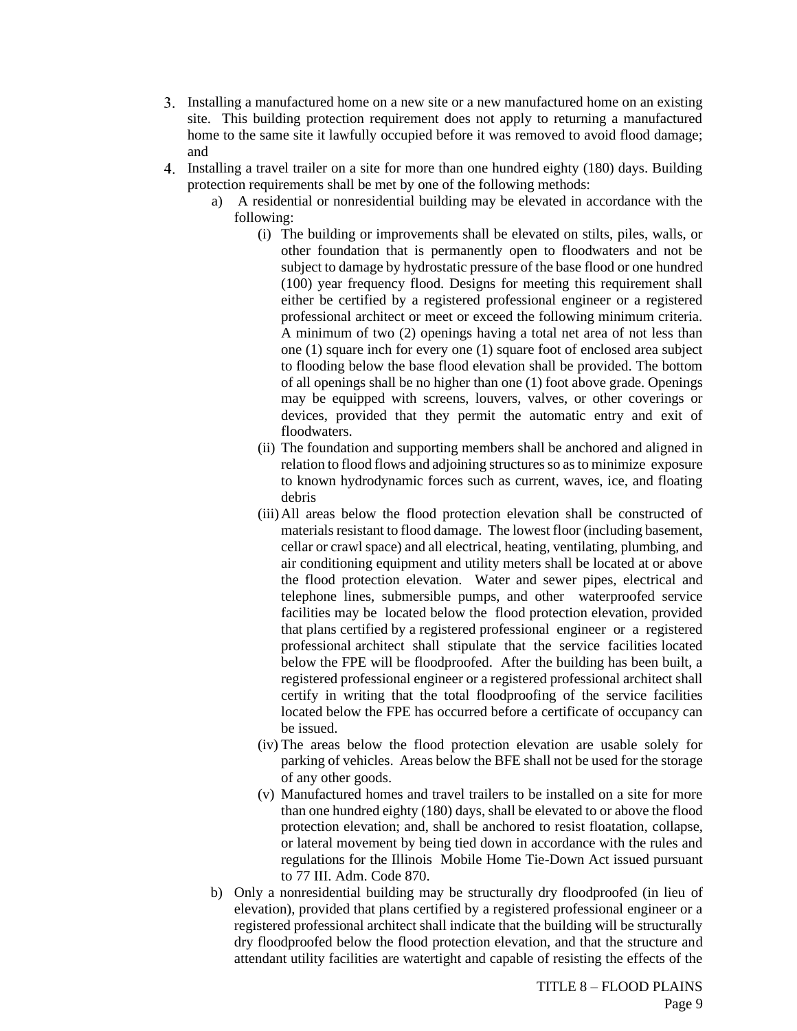3. Installing a manufactured home on a new site or a new manufactured home on an existing site. This building protection requirement does not apply to returning a manufactured home to the same site it lawfully occupied before it was removed to avoid flood damage; and
4. Installing a travel trailer on a site for more than one hundred eighty (180) days. Building protection requirements shall be met by one of the following methods:
   a) A residential or nonresidential building may be elevated in accordance with the following:
      (i) The building or improvements shall be elevated on stilts, piles, walls, or other foundation that is permanently open to floodwaters and not be subject to damage by hydrostatic pressure of the base flood or one hundred (100) year frequency flood. Designs for meeting this requirement shall either be certified by a registered professional engineer or a registered professional architect or meet or exceed the following minimum criteria. A minimum of two (2) openings having a total net area of not less than one (1) square inch for every one (1) square foot of enclosed area subject to flooding below the base flood elevation shall be provided. The bottom of all openings shall be no higher than one (1) foot above grade. Openings may be equipped with screens, louvers, valves, or other coverings or devices, provided that they permit the automatic entry and exit of floodwaters.
      (ii) The foundation and supporting members shall be anchored and aligned in relation to flood flows and adjoining structures so as to minimize exposure to known hydrodynamic forces such as current, waves, ice, and floating debris
      (iii) All areas below the flood protection elevation shall be constructed of materials resistant to flood damage. The lowest floor (including basement, cellar or crawl space) and all electrical, heating, ventilating, plumbing, and air conditioning equipment and utility meters shall be located at or above the flood protection elevation. Water and sewer pipes, electrical and telephone lines, submersible pumps, and other waterproofed service facilities may be located below the flood protection elevation, provided that plans certified by a registered professional engineer or a registered professional architect shall stipulate that the service facilities located below the FPE will be floodproofed. After the building has been built, a registered professional engineer or a registered professional architect shall certify in writing that the total floodproofing of the service facilities located below the FPE has occurred before a certificate of occupancy can be issued.
      (iv) The areas below the flood protection elevation are usable solely for parking of vehicles. Areas below the BFE shall not be used for the storage of any other goods.
      (v) Manufactured homes and travel trailers to be installed on a site for more than one hundred eighty (180) days, shall be elevated to or above the flood protection elevation; and, shall be anchored to resist floatation, collapse, or lateral movement by being tied down in accordance with the rules and regulations for the Illinois Mobile Home Tie-Down Act issued pursuant to 77 Ill. Adm. Code 870.
   b) Only a nonresidential building may be structurally dry floodproofed (in lieu of elevation), provided that plans certified by a registered professional engineer or a registered professional architect shall indicate that the building will be structurally dry floodproofed below the flood protection elevation, and that the structure and attendant utility facilities are watertight and capable of resisting the effects of the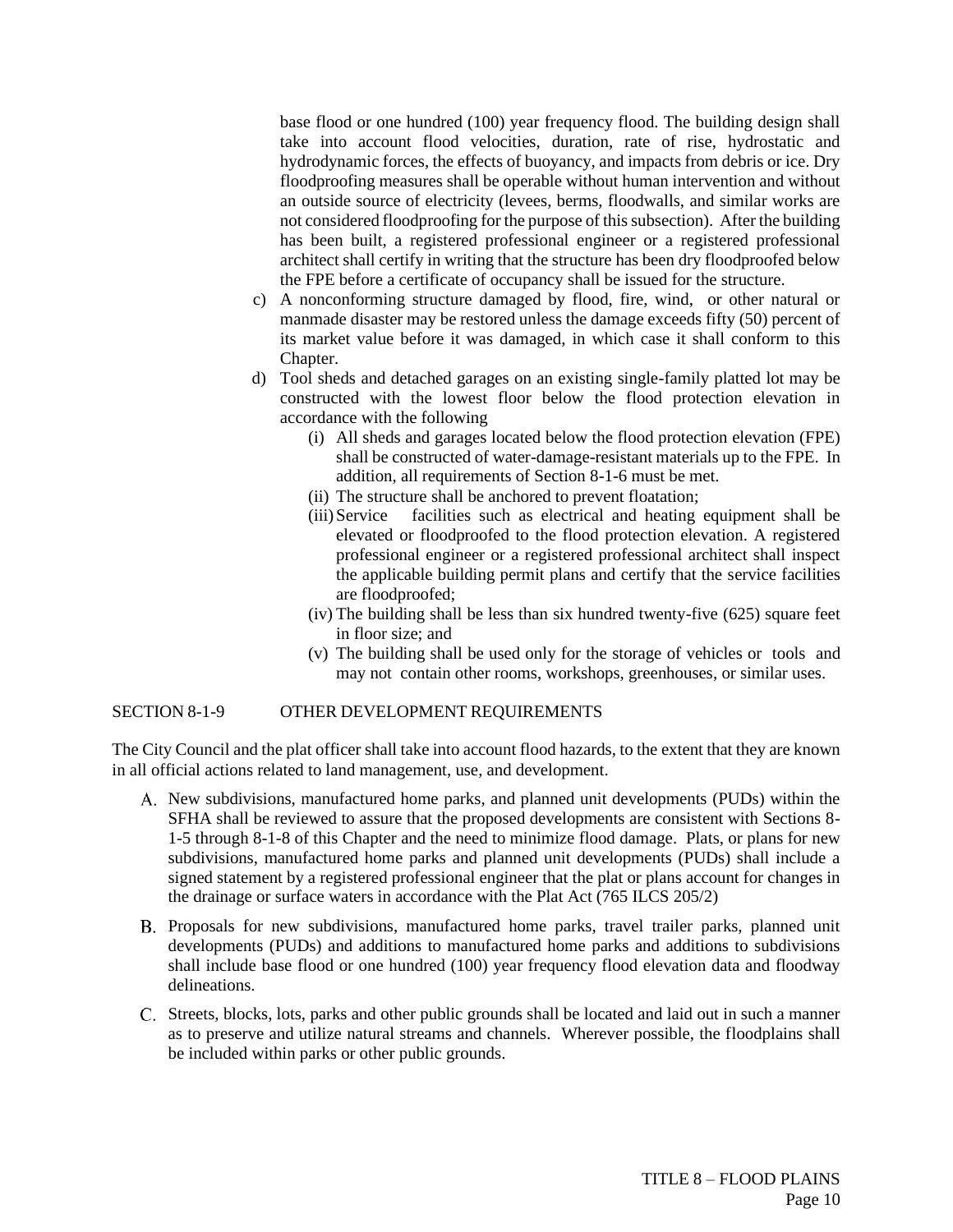base flood or one hundred (100) year frequency flood. The building design shall take into account flood velocities, duration, rate of rise, hydrostatic and hydrodynamic forces, the effects of buoyancy, and impacts from debris or ice. Dry floodproofing measures shall be operable without human intervention and without an outside source of electricity (levees, berms, floodwalls, and similar works are not considered floodproofing for the purpose of this subsection). After the building has been built, a registered professional engineer or a registered professional architect shall certify in writing that the structure has been dry floodproofed below the FPE before a certificate of occupancy shall be issued for the structure.

c) A nonconforming structure damaged by flood, fire, wind, or other natural or manmade disaster may be restored unless the damage exceeds fifty (50) percent of its market value before it was damaged, in which case it shall conform to this Chapter.

d) Tool sheds and detached garages on an existing single-family platted lot may be constructed with the lowest floor below the flood protection elevation in accordance with the following

   (i) All sheds and garages located below the flood protection elevation (FPE) shall be constructed of water-damage-resistant materials up to the FPE. In addition, all requirements of Section 8-1-6 must be met.

   (ii) The structure shall be anchored to prevent floatation;

   (iii) Service facilities such as electrical and heating equipment shall be elevated or floodproofed to the flood protection elevation. A registered professional engineer or a registered professional architect shall inspect the applicable building permit plans and certify that the service facilities are floodproofed;

   (iv) The building shall be less than six hundred twenty-five (625) square feet in floor size; and

   (v) The building shall be used only for the storage of vehicles or tools and may not contain other rooms, workshops, greenhouses, or similar uses.

## SECTION 8-1-9 OTHER DEVELOPMENT REQUIREMENTS

The City Council and the plat officer shall take into account flood hazards, to the extent that they are known in all official actions related to land management, use, and development.

A. New subdivisions, manufactured home parks, and planned unit developments (PUDs) within the SFHA shall be reviewed to assure that the proposed developments are consistent with Sections 8-1-5 through 8-1-8 of this Chapter and the need to minimize flood damage. Plats, or plans for new subdivisions, manufactured home parks and planned unit developments (PUDs) shall include a signed statement by a registered professional engineer that the plat or plans account for changes in the drainage or surface waters in accordance with the Plat Act (765 ILCS 205/2)

B. Proposals for new subdivisions, manufactured home parks, travel trailer parks, planned unit developments (PUDs) and additions to manufactured home parks and additions to subdivisions shall include base flood or one hundred (100) year frequency flood elevation data and floodway delineations.

C. Streets, blocks, lots, parks and other public grounds shall be located and laid out in such a manner as to preserve and utilize natural streams and channels. Wherever possible, the floodplains shall be included within parks or other public grounds.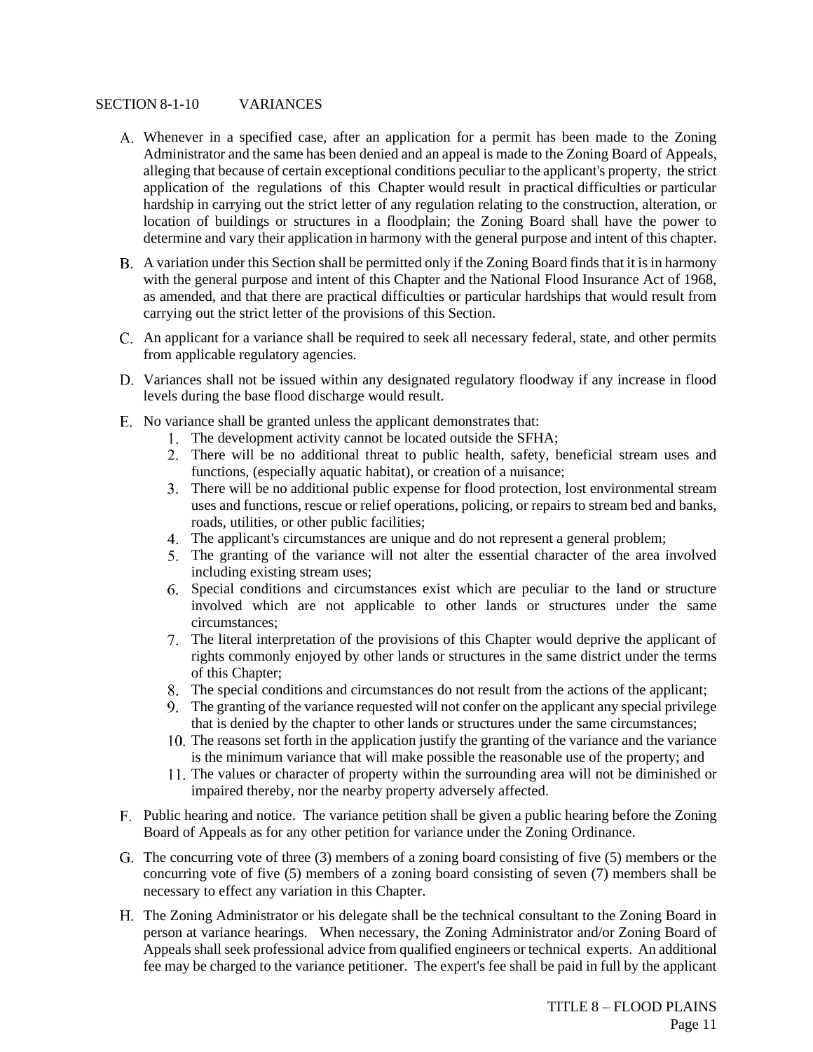## SECTION 8-1-10 VARIANCES

A. Whenever in a specified case, after an application for a permit has been made to the Zoning Administrator and the same has been denied and an appeal is made to the Zoning Board of Appeals, alleging that because of certain exceptional conditions peculiar to the applicant's property, the strict application of the regulations of this Chapter would result in practical difficulties or particular hardship in carrying out the strict letter of any regulation relating to the construction, alteration, or location of buildings or structures in a floodplain; the Zoning Board shall have the power to determine and vary their application in harmony with the general purpose and intent of this chapter.

B. A variation under this Section shall be permitted only if the Zoning Board finds that it is in harmony with the general purpose and intent of this Chapter and the National Flood Insurance Act of 1968, as amended, and that there are practical difficulties or particular hardships that would result from carrying out the strict letter of the provisions of this Section.

C. An applicant for a variance shall be required to seek all necessary federal, state, and other permits from applicable regulatory agencies.

D. Variances shall not be issued within any designated regulatory floodway if any increase in flood levels during the base flood discharge would result.

E. No variance shall be granted unless the applicant demonstrates that:
   1. The development activity cannot be located outside the SFHA;
   2. There will be no additional threat to public health, safety, beneficial stream uses and functions, (especially aquatic habitat), or creation of a nuisance;
   3. There will be no additional public expense for flood protection, lost environmental stream uses and functions, rescue or relief operations, policing, or repairs to stream bed and banks, roads, utilities, or other public facilities;
   4. The applicant's circumstances are unique and do not represent a general problem;
   5. The granting of the variance will not alter the essential character of the area involved including existing stream uses;
   6. Special conditions and circumstances exist which are peculiar to the land or structure involved which are not applicable to other lands or structures under the same circumstances;
   7. The literal interpretation of the provisions of this Chapter would deprive the applicant of rights commonly enjoyed by other lands or structures in the same district under the terms of this Chapter;
   8. The special conditions and circumstances do not result from the actions of the applicant;
   9. The granting of the variance requested will not confer on the applicant any special privilege that is denied by the chapter to other lands or structures under the same circumstances;
   10. The reasons set forth in the application justify the granting of the variance and the variance is the minimum variance that will make possible the reasonable use of the property; and
   11. The values or character of property within the surrounding area will not be diminished or impaired thereby, nor the nearby property adversely affected.

F. Public hearing and notice. The variance petition shall be given a public hearing before the Zoning Board of Appeals as for any other petition for variance under the Zoning Ordinance.

G. The concurring vote of three (3) members of a zoning board consisting of five (5) members or the concurring vote of five (5) members of a zoning board consisting of seven (7) members shall be necessary to effect any variation in this Chapter.

H. The Zoning Administrator or his delegate shall be the technical consultant to the Zoning Board in person at variance hearings. When necessary, the Zoning Administrator and/or Zoning Board of Appeals shall seek professional advice from qualified engineers or technical experts. An additional fee may be charged to the variance petitioner. The expert's fee shall be paid in full by the applicant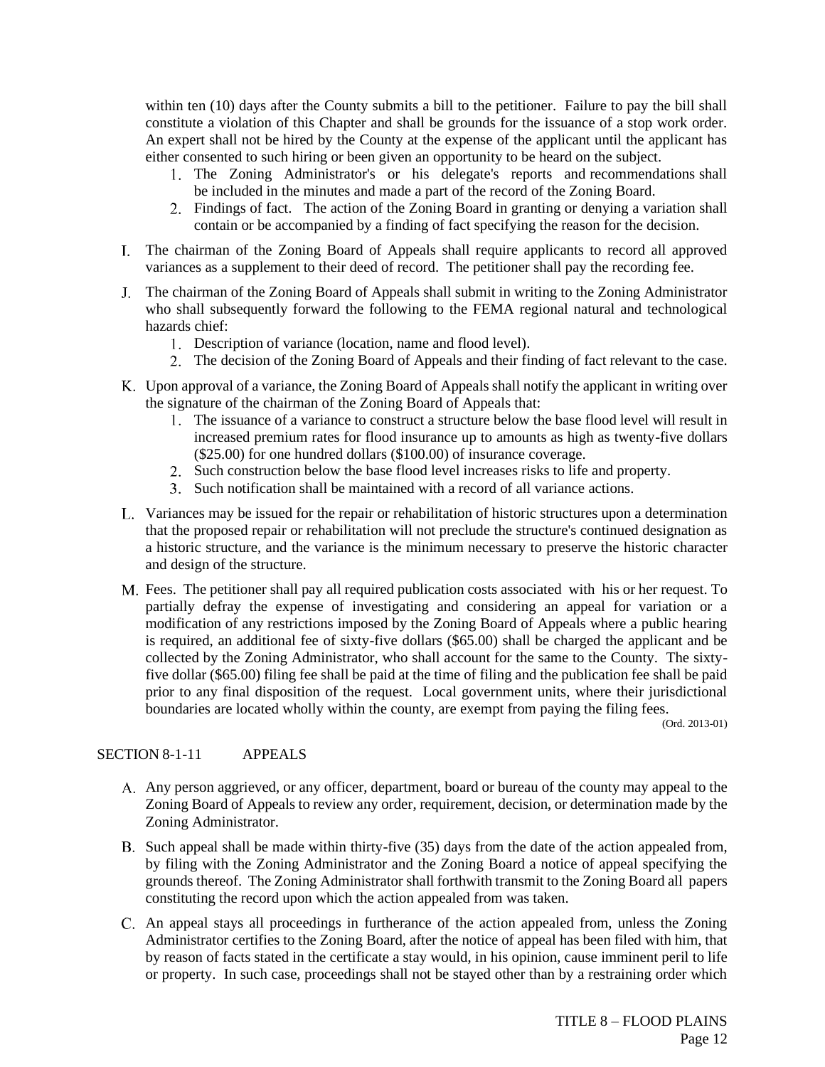within ten (10) days after the County submits a bill to the petitioner. Failure to pay the bill shall constitute a violation of this Chapter and shall be grounds for the issuance of a stop work order. An expert shall not be hired by the County at the expense of the applicant until the applicant has either consented to such hiring or been given an opportunity to be heard on the subject.

1. The Zoning Administrator's or his delegate's reports and recommendations shall be included in the minutes and made a part of the record of the Zoning Board.
2. Findings of fact. The action of the Zoning Board in granting or denying a variation shall contain or be accompanied by a finding of fact specifying the reason for the decision.

I. The chairman of the Zoning Board of Appeals shall require applicants to record all approved variances as a supplement to their deed of record. The petitioner shall pay the recording fee.

J. The chairman of the Zoning Board of Appeals shall submit in writing to the Zoning Administrator who shall subsequently forward the following to the FEMA regional natural and technological hazards chief:

1. Description of variance (location, name and flood level).
2. The decision of the Zoning Board of Appeals and their finding of fact relevant to the case.

K. Upon approval of a variance, the Zoning Board of Appeals shall notify the applicant in writing over the signature of the chairman of the Zoning Board of Appeals that:

1. The issuance of a variance to construct a structure below the base flood level will result in increased premium rates for flood insurance up to amounts as high as twenty-five dollars ($25.00) for one hundred dollars ($100.00) of insurance coverage.
2. Such construction below the base flood level increases risks to life and property.
3. Such notification shall be maintained with a record of all variance actions.

L. Variances may be issued for the repair or rehabilitation of historic structures upon a determination that the proposed repair or rehabilitation will not preclude the structure's continued designation as a historic structure, and the variance is the minimum necessary to preserve the historic character and design of the structure.

M. Fees. The petitioner shall pay all required publication costs associated with his or her request. To partially defray the expense of investigating and considering an appeal for variation or a modification of any restrictions imposed by the Zoning Board of Appeals where a public hearing is required, an additional fee of sixty-five dollars ($65.00) shall be charged the applicant and be collected by the Zoning Administrator, who shall account for the same to the County. The sixty-five dollar ($65.00) filing fee shall be paid at the time of filing and the publication fee shall be paid prior to any final disposition of the request. Local government units, where their jurisdictional boundaries are located wholly within the county, are exempt from paying the filing fees.

(Ord. 2013-01)

## SECTION 8-1-11 APPEALS

A. Any person aggrieved, or any officer, department, board or bureau of the county may appeal to the Zoning Board of Appeals to review any order, requirement, decision, or determination made by the Zoning Administrator.

B. Such appeal shall be made within thirty-five (35) days from the date of the action appealed from, by filing with the Zoning Administrator and the Zoning Board a notice of appeal specifying the grounds thereof. The Zoning Administrator shall forthwith transmit to the Zoning Board all papers constituting the record upon which the action appealed from was taken.

C. An appeal stays all proceedings in furtherance of the action appealed from, unless the Zoning Administrator certifies to the Zoning Board, after the notice of appeal has been filed with him, that by reason of facts stated in the certificate a stay would, in his opinion, cause imminent peril to life or property. In such case, proceedings shall not be stayed other than by a restraining order which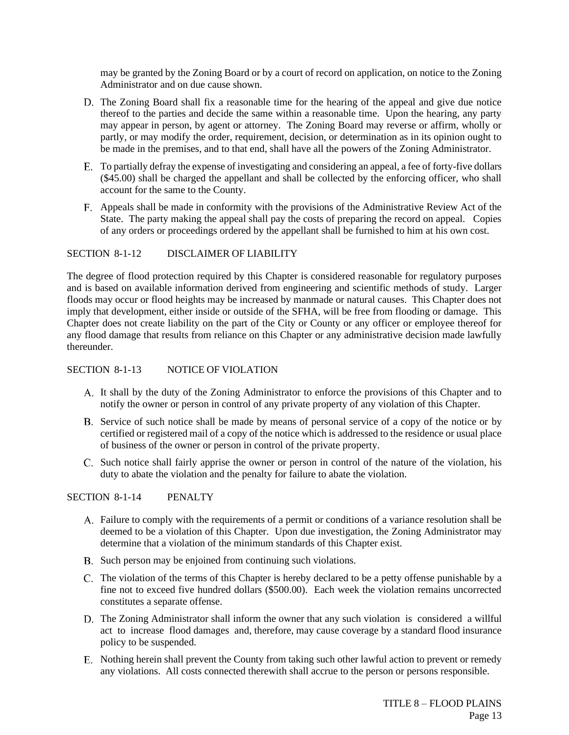may be granted by the Zoning Board or by a court of record on application, on notice to the Zoning Administrator and on due cause shown.

D. The Zoning Board shall fix a reasonable time for the hearing of the appeal and give due notice thereof to the parties and decide the same within a reasonable time. Upon the hearing, any party may appear in person, by agent or attorney. The Zoning Board may reverse or affirm, wholly or partly, or may modify the order, requirement, decision, or determination as in its opinion ought to be made in the premises, and to that end, shall have all the powers of the Zoning Administrator.

E. To partially defray the expense of investigating and considering an appeal, a fee of forty-five dollars ($45.00) shall be charged the appellant and shall be collected by the enforcing officer, who shall account for the same to the County.

F. Appeals shall be made in conformity with the provisions of the Administrative Review Act of the State. The party making the appeal shall pay the costs of preparing the record on appeal. Copies of any orders or proceedings ordered by the appellant shall be furnished to him at his own cost.

## SECTION 8-1-12 DISCLAIMER OF LIABILITY

The degree of flood protection required by this Chapter is considered reasonable for regulatory purposes and is based on available information derived from engineering and scientific methods of study. Larger floods may occur or flood heights may be increased by manmade or natural causes. This Chapter does not imply that development, either inside or outside of the SFHA, will be free from flooding or damage. This Chapter does not create liability on the part of the City or County or any officer or employee thereof for any flood damage that results from reliance on this Chapter or any administrative decision made lawfully thereunder.

## SECTION 8-1-13 NOTICE OF VIOLATION

A. It shall by the duty of the Zoning Administrator to enforce the provisions of this Chapter and to notify the owner or person in control of any private property of any violation of this Chapter.

B. Service of such notice shall be made by means of personal service of a copy of the notice or by certified or registered mail of a copy of the notice which is addressed to the residence or usual place of business of the owner or person in control of the private property.

C. Such notice shall fairly apprise the owner or person in control of the nature of the violation, his duty to abate the violation and the penalty for failure to abate the violation.

## SECTION 8-1-14 PENALTY

A. Failure to comply with the requirements of a permit or conditions of a variance resolution shall be deemed to be a violation of this Chapter. Upon due investigation, the Zoning Administrator may determine that a violation of the minimum standards of this Chapter exist.

B. Such person may be enjoined from continuing such violations.

C. The violation of the terms of this Chapter is hereby declared to be a petty offense punishable by a fine not to exceed five hundred dollars ($500.00). Each week the violation remains uncorrected constitutes a separate offense.

D. The Zoning Administrator shall inform the owner that any such violation is considered a willful act to increase flood damages and, therefore, may cause coverage by a standard flood insurance policy to be suspended.

E. Nothing herein shall prevent the County from taking such other lawful action to prevent or remedy any violations. All costs connected therewith shall accrue to the person or persons responsible.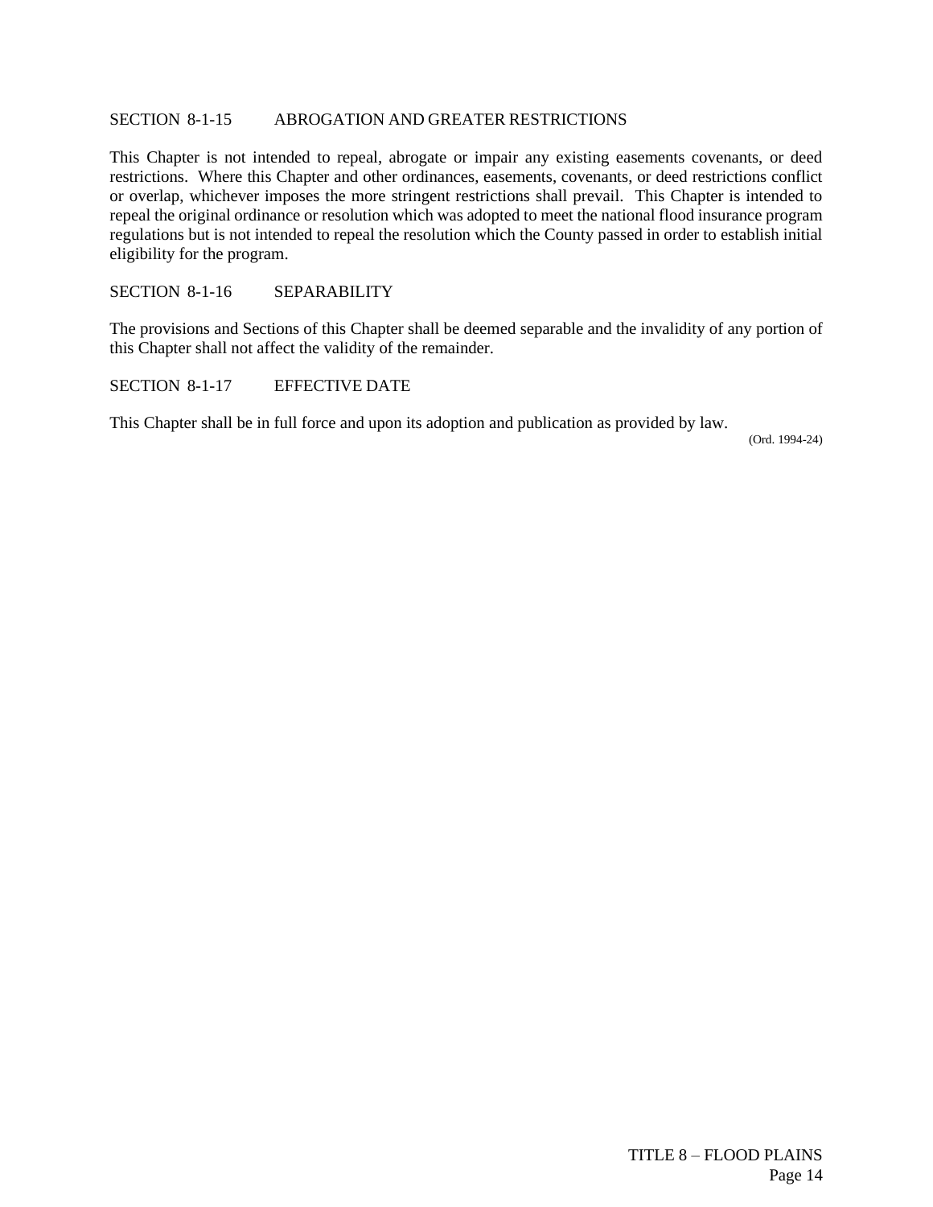### SECTION 8-1-15 ABROGATION AND GREATER RESTRICTIONS

This Chapter is not intended to repeal, abrogate or impair any existing easements covenants, or deed restrictions. Where this Chapter and other ordinances, easements, covenants, or deed restrictions conflict or overlap, whichever imposes the more stringent restrictions shall prevail. This Chapter is intended to repeal the original ordinance or resolution which was adopted to meet the national flood insurance program regulations but is not intended to repeal the resolution which the County passed in order to establish initial eligibility for the program.

### SECTION 8-1-16 SEPARABILITY

The provisions and Sections of this Chapter shall be deemed separable and the invalidity of any portion of this Chapter shall not affect the validity of the remainder.

### SECTION 8-1-17 EFFECTIVE DATE

This Chapter shall be in full force and upon its adoption and publication as provided by law.

(Ord. 1994-24)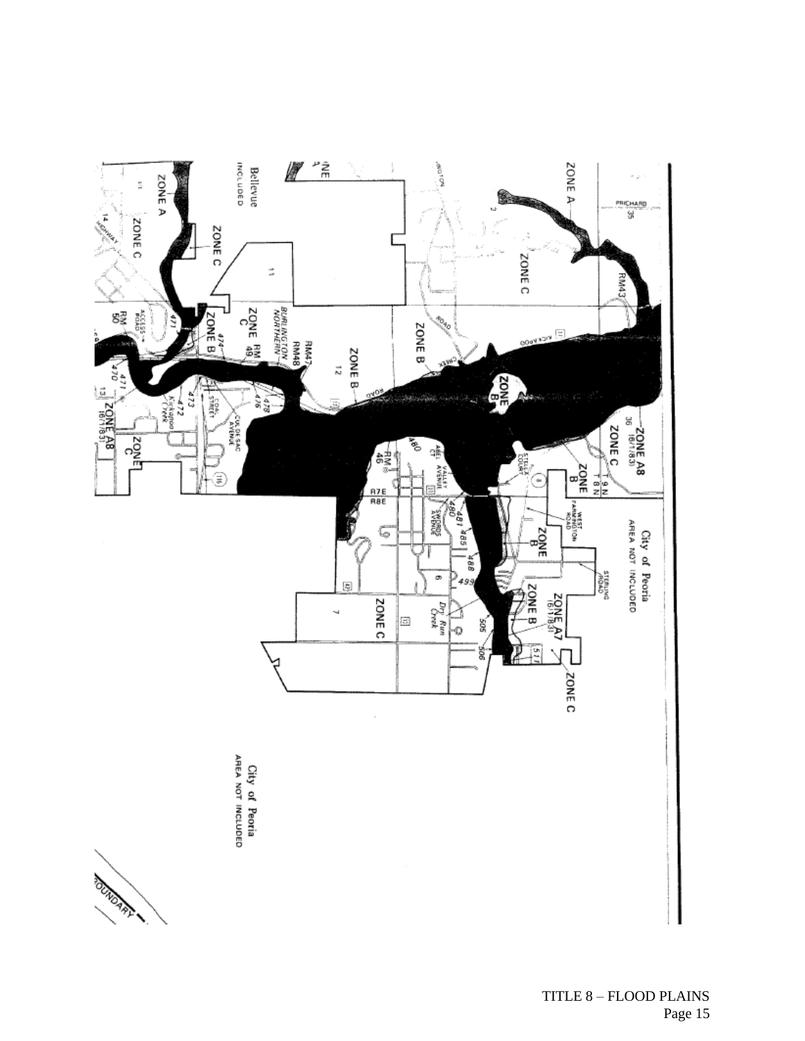ZONE A

PRICHARD

35

ZONE C

RM43

ZONE B

ZONE B

ZONE B

ZONE A8 (6/1/83)

36

ZONE C

ZONE B

9 N

8 N

City of Peoria
AREA NOT INCLUDED

KICKAPOO

CREEK

ROAD

ROAD

12

RM47

RM48

BURLINGTON NORTHERN

ZONE RM 49

ZONE C

11

Bellevue
INCLUDED

ZONE C

ZONE A

ZONE C

ZONE B

HIGHWAY

14

ACCESS ROADS

RM 50

474

471

471

470

473

472

Kickapoo Creek

13

ZONE A8 (6/1/83)

ZONE C

COAL STREET

CUL DE SAC AVENUE

478

476

RM 46

480

ABEL CT

VALLEY AVENUE

STELLA COURT

R7E

R8E

480

481

485

SWORDS AVENUE

488

499

6

Dry Run Creek

505

506

ZONE C

7

WEST FARMINGTON ROAD

ZONE B

ZONE B

ZONE A7 (6/1/83)

STERLING ROAD

511

ZONE C

City of Peoria
AREA NOT INCLUDED

BOUNDARY